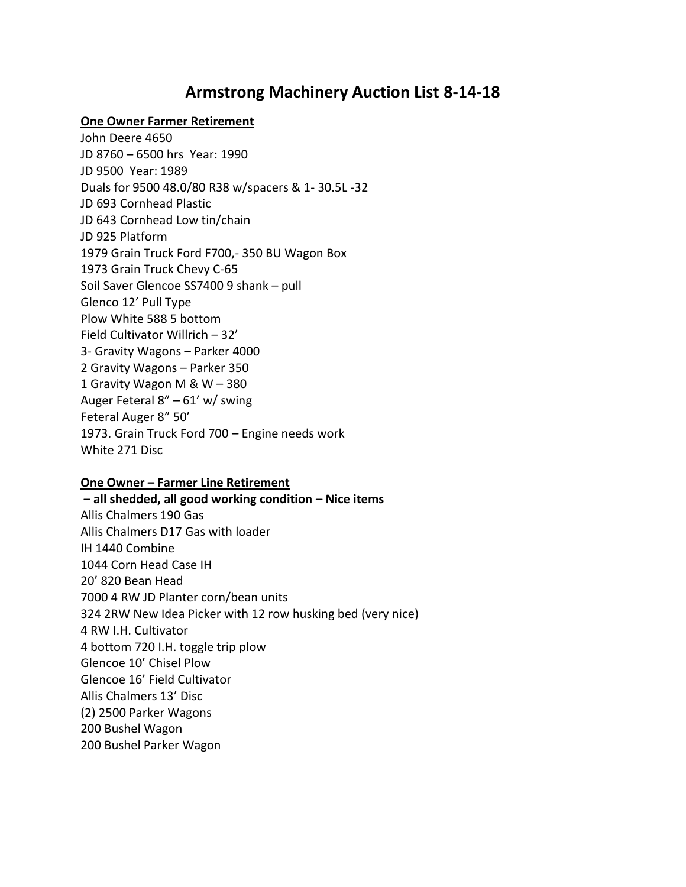# Armstrong Machinery Auction List 8-14-18

**One Owner Farmer Retirement**

John Deere 4650
JD 8760 – 6500 hrs  Year: 1990
JD 9500  Year: 1989
Duals for 9500 48.0/80 R38 w/spacers & 1- 30.5L -32
JD 693 Cornhead Plastic
JD 643 Cornhead Low tin/chain
JD 925 Platform
1979 Grain Truck Ford F700,- 350 BU Wagon Box
1973 Grain Truck Chevy C-65
Soil Saver Glencoe SS7400 9 shank – pull
Glenco 12' Pull Type
Plow White 588 5 bottom
Field Cultivator Willrich – 32'
3- Gravity Wagons – Parker 4000
2 Gravity Wagons – Parker 350
1 Gravity Wagon M & W – 380
Auger Feteral 8" – 61' w/ swing
Feteral Auger 8" 50'
1973. Grain Truck Ford 700 – Engine needs work
White 271 Disc

**One Owner – Farmer Line Retirement**

**– all shedded, all good working condition – Nice items**

Allis Chalmers 190 Gas
Allis Chalmers D17 Gas with loader
IH 1440 Combine
1044 Corn Head Case IH
20' 820 Bean Head
7000 4 RW JD Planter corn/bean units
324 2RW New Idea Picker with 12 row husking bed (very nice)
4 RW I.H. Cultivator
4 bottom 720 I.H. toggle trip plow
Glencoe 10' Chisel Plow
Glencoe 16' Field Cultivator
Allis Chalmers 13' Disc
(2) 2500 Parker Wagons
200 Bushel Wagon
200 Bushel Parker Wagon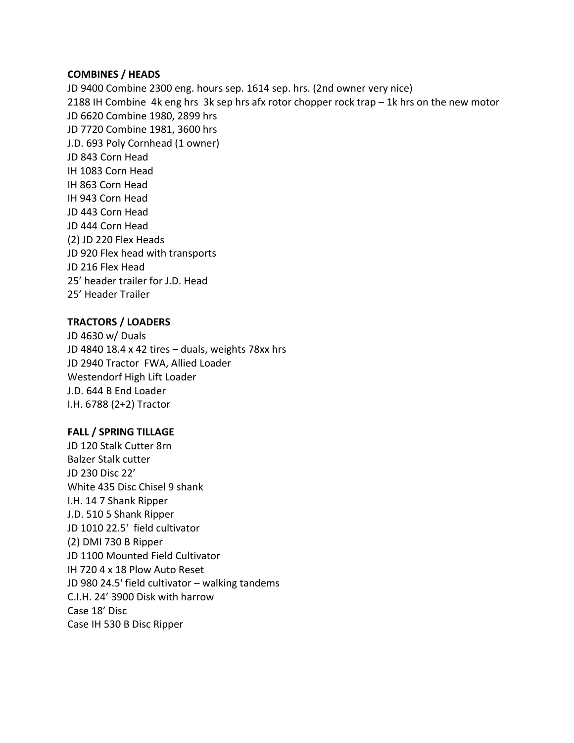**COMBINES / HEADS**

JD 9400 Combine 2300 eng. hours sep. 1614 sep. hrs. (2nd owner very nice)
2188 IH Combine 4k eng hrs 3k sep hrs afx rotor chopper rock trap – 1k hrs on the new motor
JD 6620 Combine 1980, 2899 hrs
JD 7720 Combine 1981, 3600 hrs
J.D. 693 Poly Cornhead (1 owner)
JD 843 Corn Head
IH 1083 Corn Head
IH 863 Corn Head
IH 943 Corn Head
JD 443 Corn Head
JD 444 Corn Head
(2) JD 220 Flex Heads
JD 920 Flex head with transports
JD 216 Flex Head
25' header trailer for J.D. Head
25' Header Trailer

**TRACTORS / LOADERS**

JD 4630 w/ Duals
JD 4840 18.4 x 42 tires – duals, weights 78xx hrs
JD 2940 Tractor FWA, Allied Loader
Westendorf High Lift Loader
J.D. 644 B End Loader
I.H. 6788 (2+2) Tractor

**FALL / SPRING TILLAGE**

JD 120 Stalk Cutter 8rn
Balzer Stalk cutter
JD 230 Disc 22'
White 435 Disc Chisel 9 shank
I.H. 14 7 Shank Ripper
J.D. 510 5 Shank Ripper
JD 1010 22.5' field cultivator
(2) DMI 730 B Ripper
JD 1100 Mounted Field Cultivator
IH 720 4 x 18 Plow Auto Reset
JD 980 24.5' field cultivator – walking tandems
C.I.H. 24' 3900 Disk with harrow
Case 18' Disc
Case IH 530 B Disc Ripper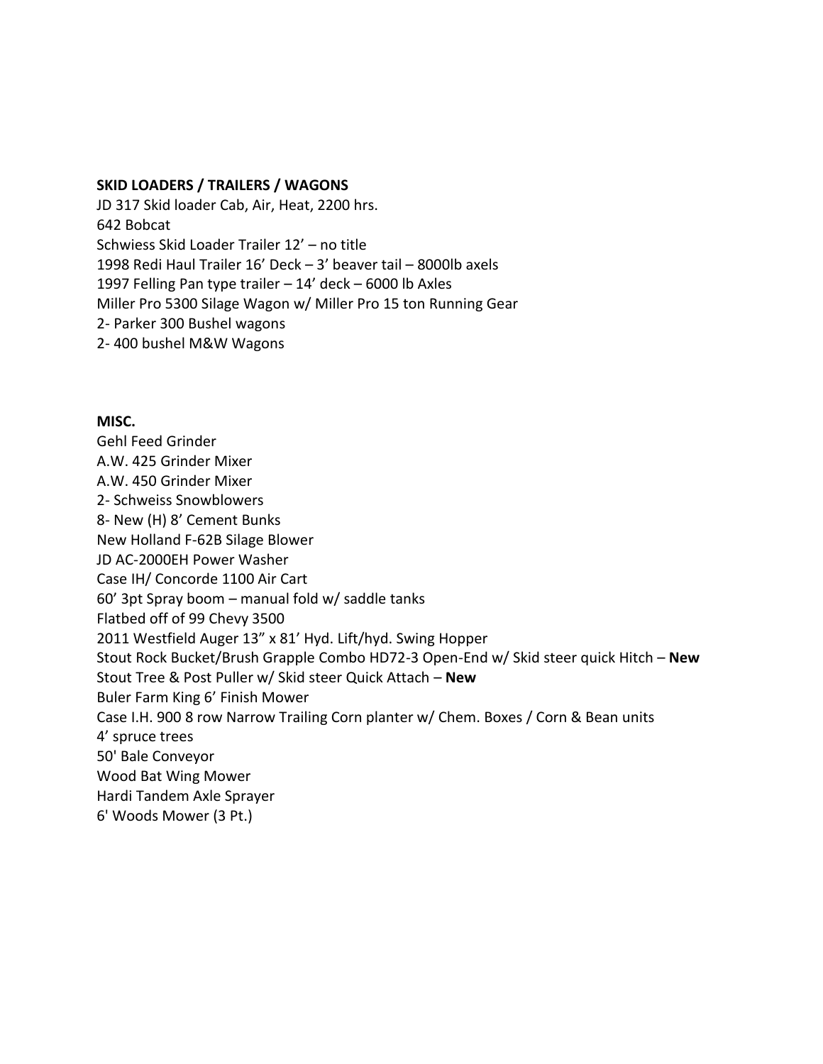**SKID LOADERS / TRAILERS / WAGONS**

JD 317 Skid loader Cab, Air, Heat, 2200 hrs.
642 Bobcat
Schwiess Skid Loader Trailer 12' – no title
1998 Redi Haul Trailer 16' Deck – 3' beaver tail – 8000lb axels
1997 Felling Pan type trailer – 14' deck – 6000 lb Axles
Miller Pro 5300 Silage Wagon w/ Miller Pro 15 ton Running Gear
2- Parker 300 Bushel wagons
2- 400 bushel M&W Wagons

**MISC.**

Gehl Feed Grinder
A.W. 425 Grinder Mixer
A.W. 450 Grinder Mixer
2- Schweiss Snowblowers
8- New (H) 8' Cement Bunks
New Holland F-62B Silage Blower
JD AC-2000EH Power Washer
Case IH/ Concorde 1100 Air Cart
60' 3pt Spray boom – manual fold w/ saddle tanks
Flatbed off of 99 Chevy 3500
2011 Westfield Auger 13" x 81' Hyd. Lift/hyd. Swing Hopper
Stout Rock Bucket/Brush Grapple Combo HD72-3 Open-End w/ Skid steer quick Hitch – **New**
Stout Tree & Post Puller w/ Skid steer Quick Attach – **New**
Buler Farm King 6' Finish Mower
Case I.H. 900 8 row Narrow Trailing Corn planter w/ Chem. Boxes / Corn & Bean units
4' spruce trees
50' Bale Conveyor
Wood Bat Wing Mower
Hardi Tandem Axle Sprayer
6' Woods Mower (3 Pt.)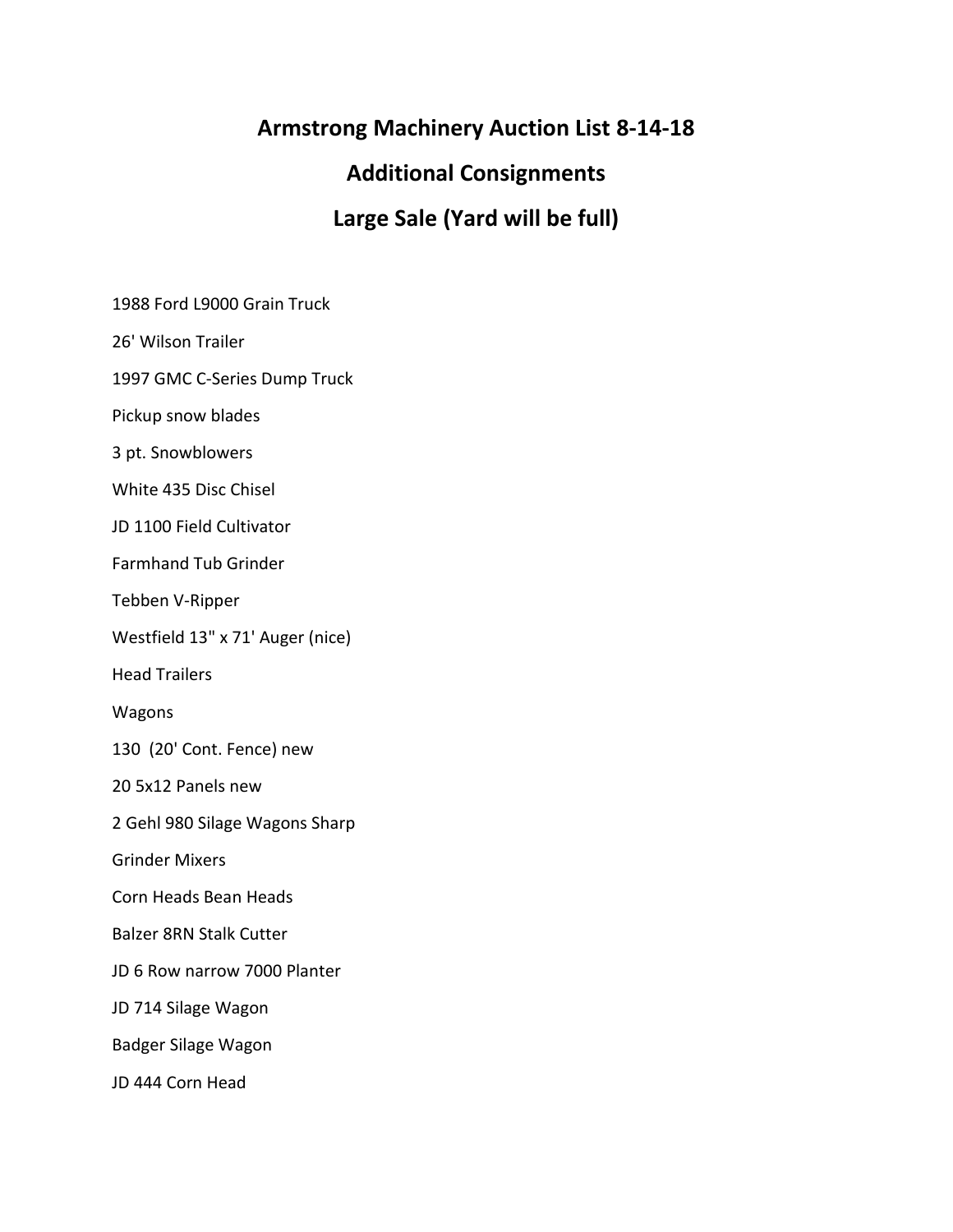# Armstrong Machinery Auction List 8-14-18

## Additional Consignments

## Large Sale (Yard will be full)

1988 Ford L9000 Grain Truck

26' Wilson Trailer

1997 GMC C-Series Dump Truck

Pickup snow blades

3 pt. Snowblowers

White 435 Disc Chisel

JD 1100 Field Cultivator

Farmhand Tub Grinder

Tebben V-Ripper

Westfield 13" x 71' Auger (nice)

Head Trailers

Wagons

130 (20' Cont. Fence) new

20 5x12 Panels new

2 Gehl 980 Silage Wagons Sharp

Grinder Mixers

Corn Heads Bean Heads

Balzer 8RN Stalk Cutter

JD 6 Row narrow 7000 Planter

JD 714 Silage Wagon

Badger Silage Wagon

JD 444 Corn Head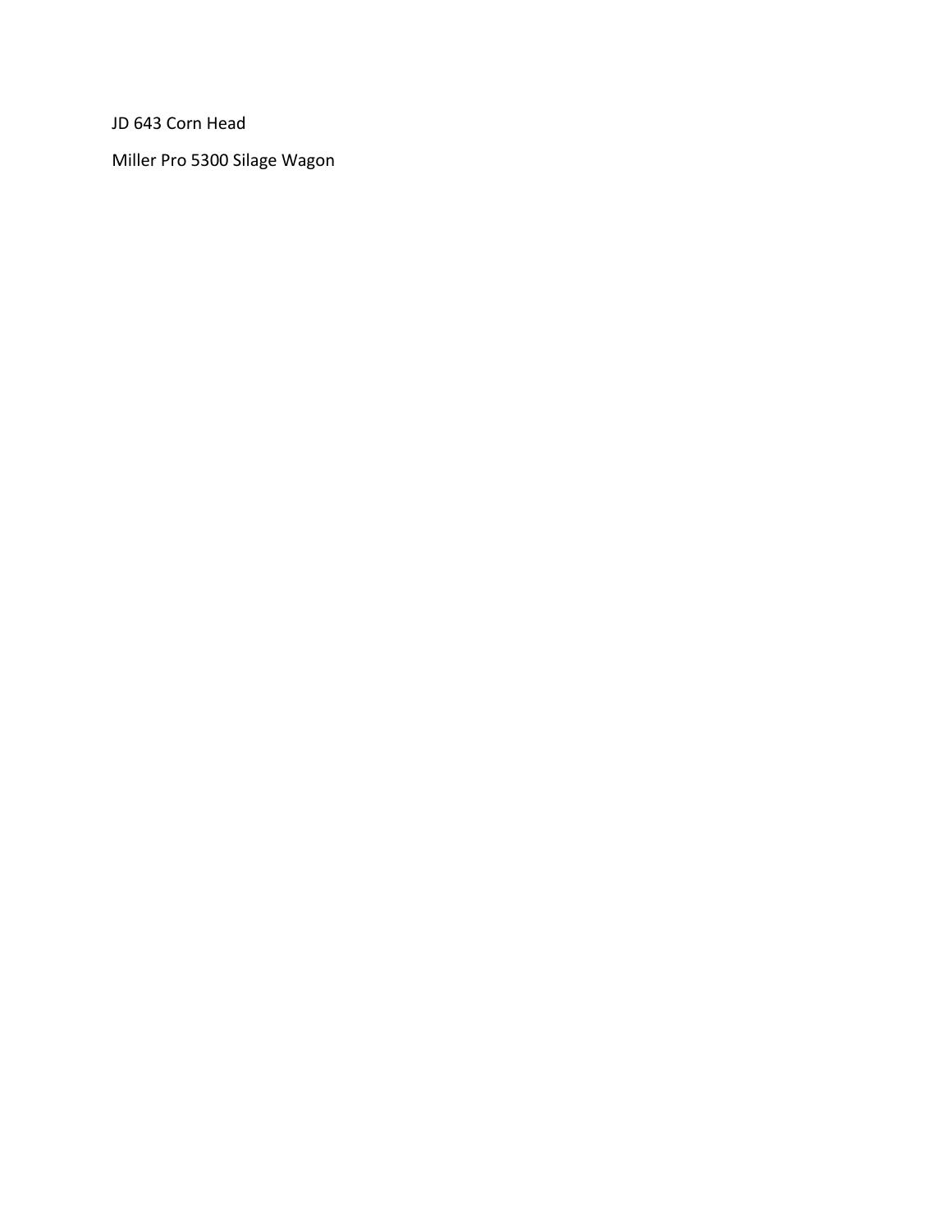JD 643 Corn Head

Miller Pro 5300 Silage Wagon